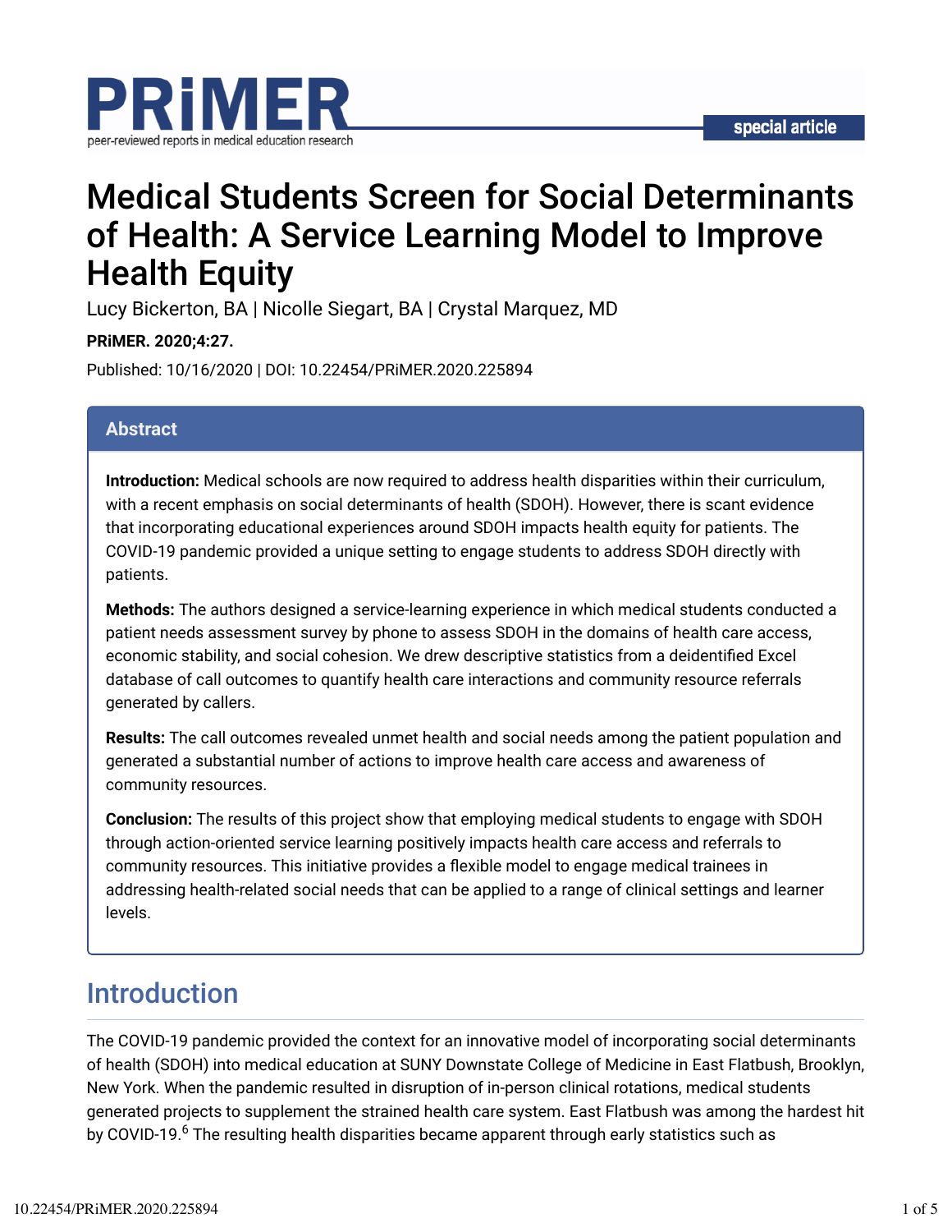PRiMER

peer-reviewed reports in medical education research

special article

# Medical Students Screen for Social Determinants of Health: A Service Learning Model to Improve Health Equity

Lucy Bickerton, BA | Nicolle Siegart, BA | Crystal Marquez, MD

**PRiMER. 2020;4:27.**

Published: 10/16/2020 | DOI: 10.22454/PRiMER.2020.225894

## Abstract

**Introduction:** Medical schools are now required to address health disparities within their curriculum, with a recent emphasis on social determinants of health (SDOH). However, there is scant evidence that incorporating educational experiences around SDOH impacts health equity for patients. The COVID-19 pandemic provided a unique setting to engage students to address SDOH directly with patients.

**Methods:** The authors designed a service-learning experience in which medical students conducted a patient needs assessment survey by phone to assess SDOH in the domains of health care access, economic stability, and social cohesion. We drew descriptive statistics from a deidentified Excel database of call outcomes to quantify health care interactions and community resource referrals generated by callers.

**Results:** The call outcomes revealed unmet health and social needs among the patient population and generated a substantial number of actions to improve health care access and awareness of community resources.

**Conclusion:** The results of this project show that employing medical students to engage with SDOH through action-oriented service learning positively impacts health care access and referrals to community resources. This initiative provides a flexible model to engage medical trainees in addressing health-related social needs that can be applied to a range of clinical settings and learner levels.

## Introduction

The COVID-19 pandemic provided the context for an innovative model of incorporating social determinants of health (SDOH) into medical education at SUNY Downstate College of Medicine in East Flatbush, Brooklyn, New York. When the pandemic resulted in disruption of in-person clinical rotations, medical students generated projects to supplement the strained health care system. East Flatbush was among the hardest hit by COVID-19.[6] The resulting health disparities became apparent through early statistics such as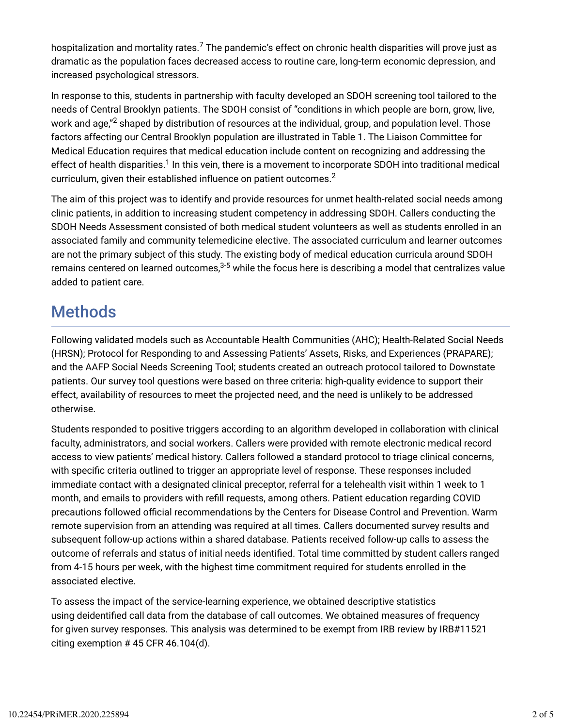hospitalization and mortality rates.[7] The pandemic's effect on chronic health disparities will prove just as dramatic as the population faces decreased access to routine care, long-term economic depression, and increased psychological stressors.

In response to this, students in partnership with faculty developed an SDOH screening tool tailored to the needs of Central Brooklyn patients. The SDOH consist of "conditions in which people are born, grow, live, work and age,"[2] shaped by distribution of resources at the individual, group, and population level. Those factors affecting our Central Brooklyn population are illustrated in Table 1. The Liaison Committee for Medical Education requires that medical education include content on recognizing and addressing the effect of health disparities.[1] In this vein, there is a movement to incorporate SDOH into traditional medical curriculum, given their established influence on patient outcomes.[2]

The aim of this project was to identify and provide resources for unmet health-related social needs among clinic patients, in addition to increasing student competency in addressing SDOH. Callers conducting the SDOH Needs Assessment consisted of both medical student volunteers as well as students enrolled in an associated family and community telemedicine elective. The associated curriculum and learner outcomes are not the primary subject of this study. The existing body of medical education curricula around SDOH remains centered on learned outcomes,[3-5] while the focus here is describing a model that centralizes value added to patient care.

## Methods

Following validated models such as Accountable Health Communities (AHC); Health-Related Social Needs (HRSN); Protocol for Responding to and Assessing Patients' Assets, Risks, and Experiences (PRAPARE); and the AAFP Social Needs Screening Tool; students created an outreach protocol tailored to Downstate patients. Our survey tool questions were based on three criteria: high-quality evidence to support their effect, availability of resources to meet the projected need, and the need is unlikely to be addressed otherwise.

Students responded to positive triggers according to an algorithm developed in collaboration with clinical faculty, administrators, and social workers. Callers were provided with remote electronic medical record access to view patients' medical history. Callers followed a standard protocol to triage clinical concerns, with specific criteria outlined to trigger an appropriate level of response. These responses included immediate contact with a designated clinical preceptor, referral for a telehealth visit within 1 week to 1 month, and emails to providers with refill requests, among others. Patient education regarding COVID precautions followed official recommendations by the Centers for Disease Control and Prevention. Warm remote supervision from an attending was required at all times. Callers documented survey results and subsequent follow-up actions within a shared database. Patients received follow-up calls to assess the outcome of referrals and status of initial needs identified. Total time committed by student callers ranged from 4-15 hours per week, with the highest time commitment required for students enrolled in the associated elective.

To assess the impact of the service-learning experience, we obtained descriptive statistics using deidentified call data from the database of call outcomes. We obtained measures of frequency for given survey responses. This analysis was determined to be exempt from IRB review by IRB#11521 citing exemption # 45 CFR 46.104(d).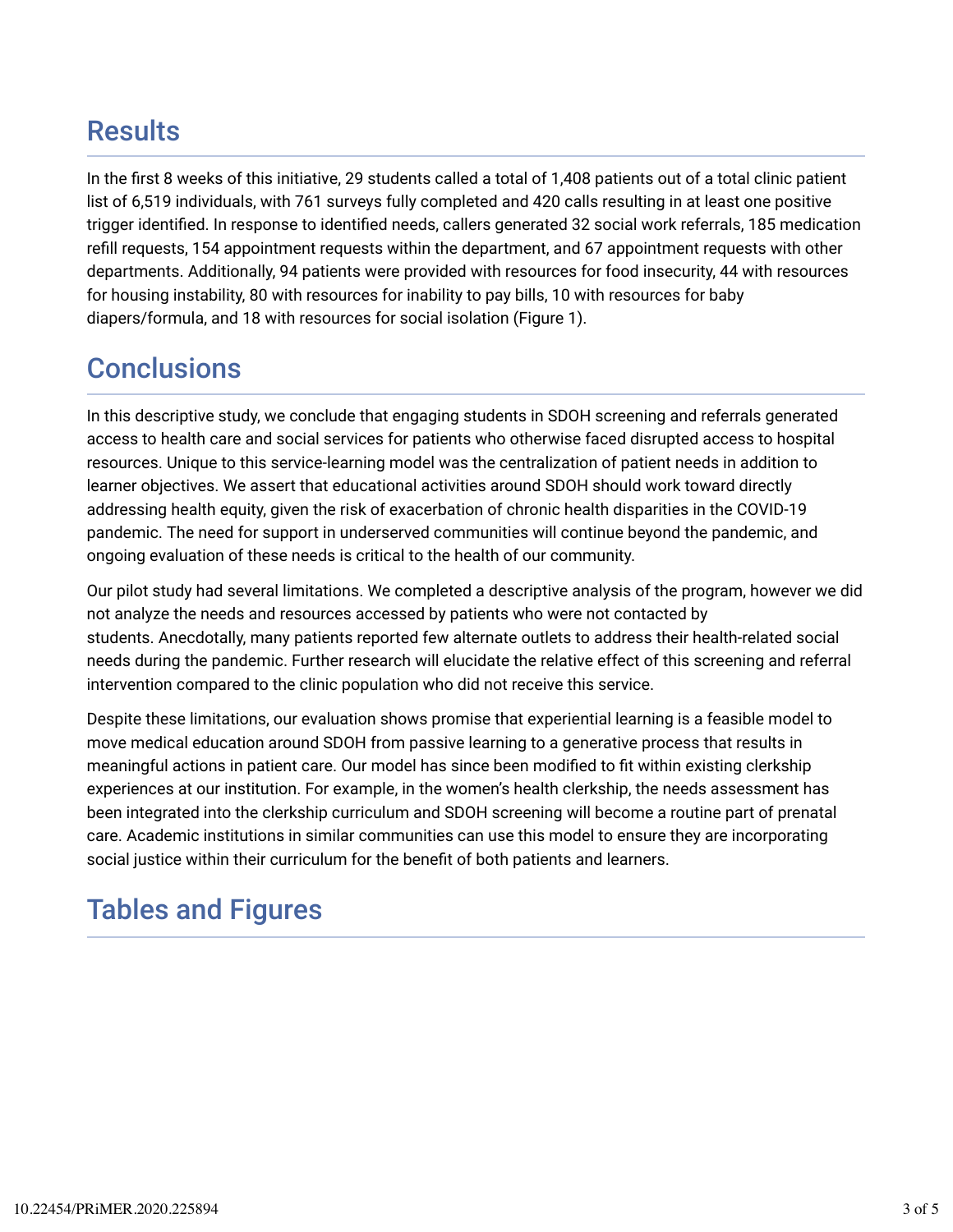## Results

In the first 8 weeks of this initiative, 29 students called a total of 1,408 patients out of a total clinic patient list of 6,519 individuals, with 761 surveys fully completed and 420 calls resulting in at least one positive trigger identified. In response to identified needs, callers generated 32 social work referrals, 185 medication refill requests, 154 appointment requests within the department, and 67 appointment requests with other departments. Additionally, 94 patients were provided with resources for food insecurity, 44 with resources for housing instability, 80 with resources for inability to pay bills, 10 with resources for baby diapers/formula, and 18 with resources for social isolation (Figure 1).

## Conclusions

In this descriptive study, we conclude that engaging students in SDOH screening and referrals generated access to health care and social services for patients who otherwise faced disrupted access to hospital resources. Unique to this service-learning model was the centralization of patient needs in addition to learner objectives. We assert that educational activities around SDOH should work toward directly addressing health equity, given the risk of exacerbation of chronic health disparities in the COVID-19 pandemic. The need for support in underserved communities will continue beyond the pandemic, and ongoing evaluation of these needs is critical to the health of our community.

Our pilot study had several limitations. We completed a descriptive analysis of the program, however we did not analyze the needs and resources accessed by patients who were not contacted by students. Anecdotally, many patients reported few alternate outlets to address their health-related social needs during the pandemic. Further research will elucidate the relative effect of this screening and referral intervention compared to the clinic population who did not receive this service.

Despite these limitations, our evaluation shows promise that experiential learning is a feasible model to move medical education around SDOH from passive learning to a generative process that results in meaningful actions in patient care. Our model has since been modified to fit within existing clerkship experiences at our institution. For example, in the women's health clerkship, the needs assessment has been integrated into the clerkship curriculum and SDOH screening will become a routine part of prenatal care. Academic institutions in similar communities can use this model to ensure they are incorporating social justice within their curriculum for the benefit of both patients and learners.

## Tables and Figures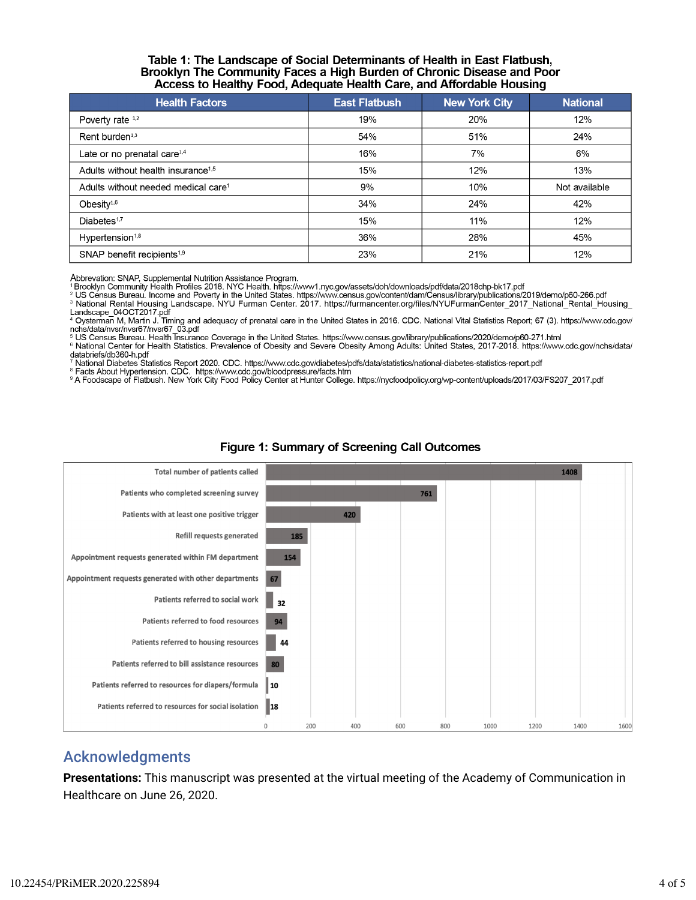**Table 1: The Landscape of Social Determinants of Health in East Flatbush, Brooklyn The Community Faces a High Burden of Chronic Disease and Poor Access to Healthy Food, Adequate Health Care, and Affordable Housing**

| Health Factors | East Flatbush | New York City | National |
|---|---|---|---|
| Poverty rate [1,2] | 19% | 20% | 12% |
| Rent burden[1,3] | 54% | 51% | 24% |
| Late or no prenatal care[1,4] | 16% | 7% | 6% |
| Adults without health insurance[1,5] | 15% | 12% | 13% |
| Adults without needed medical care[1] | 9% | 10% | Not available |
| Obesity[1,6] | 34% | 24% | 42% |
| Diabetes[1,7] | 15% | 11% | 12% |
| Hypertension[1,8] | 36% | 28% | 45% |
| SNAP benefit recipients[1,9] | 23% | 21% | 12% |

Abbrevation: SNAP, Supplemental Nutrition Assistance Program.

[1] Brooklyn Community Health Profiles 2018. NYC Health. https://www1.nyc.gov/assets/doh/downloads/pdf/data/2018chp-bk17.pdf

[2] US Census Bureau. Income and Poverty in the United States. https://www.census.gov/content/dam/Census/library/publications/2019/demo/p60-266.pdf

[3] National Rental Housing Landscape. NYU Furman Center. 2017. https://furmancenter.org/files/NYUFurmanCenter_2017_National_Rental_Housing_Landscape_04OCT2017.pdf

[4] Oysterman M, Martin J. Timing and adequacy of prenatal care in the United States in 2016. CDC. National Vital Statistics Report; 67 (3). https://www.cdc.gov/nchs/data/nvsr/nvsr67/nvsr67_03.pdf

[5] US Census Bureau. Health Insurance Coverage in the United States. https://www.census.gov/library/publications/2020/demo/p60-271.html

[6] National Center for Health Statistics. Prevalence of Obesity and Severe Obesity Among Adults: United States, 2017-2018. https://www.cdc.gov/nchs/data/databriefs/db360-h.pdf

[7] National Diabetes Statistics Report 2020. CDC. https://www.cdc.gov/diabetes/pdfs/data/statistics/national-diabetes-statistics-report.pdf

[8] Facts About Hypertension. CDC. https://www.cdc.gov/bloodpressure/facts.htm

[9] A Foodscape of Flatbush. New York City Food Policy Center at Hunter College. https://nycfoodpolicy.org/wp-content/uploads/2017/03/FS207_2017.pdf

**Figure 1: Summary of Screening Call Outcomes**

| Outcome | Number |
|---|---|
| Total number of patients called | 1408 |
| Patients who completed screening survey | 761 |
| Patients with at least one positive trigger | 420 |
| Refill requests generated | 185 |
| Appointment requests generated within FM department | 154 |
| Appointment requests generated with other departments | 67 |
| Patients referred to social work | 32 |
| Patients referred to food resources | 94 |
| Patients referred to housing resources | 44 |
| Patients referred to bill assistance resources | 80 |
| Patients referred to resources for diapers/formula | 10 |
| Patients referred to resources for social isolation | 18 |

## Acknowledgments

**Presentations:** This manuscript was presented at the virtual meeting of the Academy of Communication in Healthcare on June 26, 2020.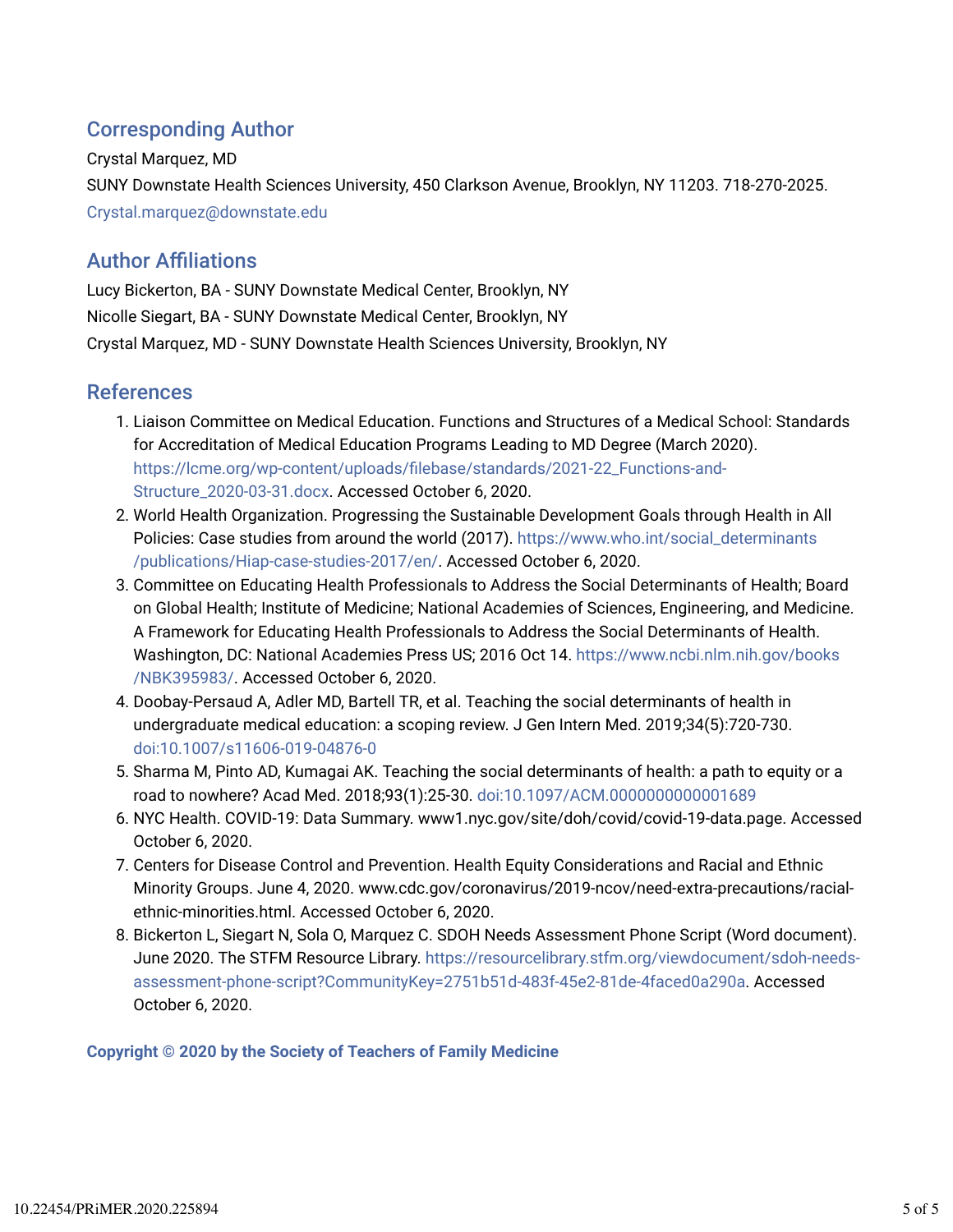## Corresponding Author

Crystal Marquez, MD

SUNY Downstate Health Sciences University, 450 Clarkson Avenue, Brooklyn, NY 11203. 718-270-2025.

Crystal.marquez@downstate.edu

## Author Affiliations

Lucy Bickerton, BA - SUNY Downstate Medical Center, Brooklyn, NY

Nicolle Siegart, BA - SUNY Downstate Medical Center, Brooklyn, NY

Crystal Marquez, MD - SUNY Downstate Health Sciences University, Brooklyn, NY

## References

1. Liaison Committee on Medical Education. Functions and Structures of a Medical School: Standards for Accreditation of Medical Education Programs Leading to MD Degree (March 2020). https://lcme.org/wp-content/uploads/filebase/standards/2021-22_Functions-and-Structure_2020-03-31.docx. Accessed October 6, 2020.
2. World Health Organization. Progressing the Sustainable Development Goals through Health in All Policies: Case studies from around the world (2017). https://www.who.int/social_determinants/publications/Hiap-case-studies-2017/en/. Accessed October 6, 2020.
3. Committee on Educating Health Professionals to Address the Social Determinants of Health; Board on Global Health; Institute of Medicine; National Academies of Sciences, Engineering, and Medicine. A Framework for Educating Health Professionals to Address the Social Determinants of Health. Washington, DC: National Academies Press US; 2016 Oct 14. https://www.ncbi.nlm.nih.gov/books/NBK395983/. Accessed October 6, 2020.
4. Doobay-Persaud A, Adler MD, Bartell TR, et al. Teaching the social determinants of health in undergraduate medical education: a scoping review. J Gen Intern Med. 2019;34(5):720-730. doi:10.1007/s11606-019-04876-0
5. Sharma M, Pinto AD, Kumagai AK. Teaching the social determinants of health: a path to equity or a road to nowhere? Acad Med. 2018;93(1):25-30. doi:10.1097/ACM.0000000000001689
6. NYC Health. COVID-19: Data Summary. www1.nyc.gov/site/doh/covid/covid-19-data.page. Accessed October 6, 2020.
7. Centers for Disease Control and Prevention. Health Equity Considerations and Racial and Ethnic Minority Groups. June 4, 2020. www.cdc.gov/coronavirus/2019-ncov/need-extra-precautions/racial-ethnic-minorities.html. Accessed October 6, 2020.
8. Bickerton L, Siegart N, Sola O, Marquez C. SDOH Needs Assessment Phone Script (Word document). June 2020. The STFM Resource Library. https://resourcelibrary.stfm.org/viewdocument/sdoh-needs-assessment-phone-script?CommunityKey=2751b51d-483f-45e2-81de-4faced0a290a. Accessed October 6, 2020.

**Copyright © 2020 by the Society of Teachers of Family Medicine**